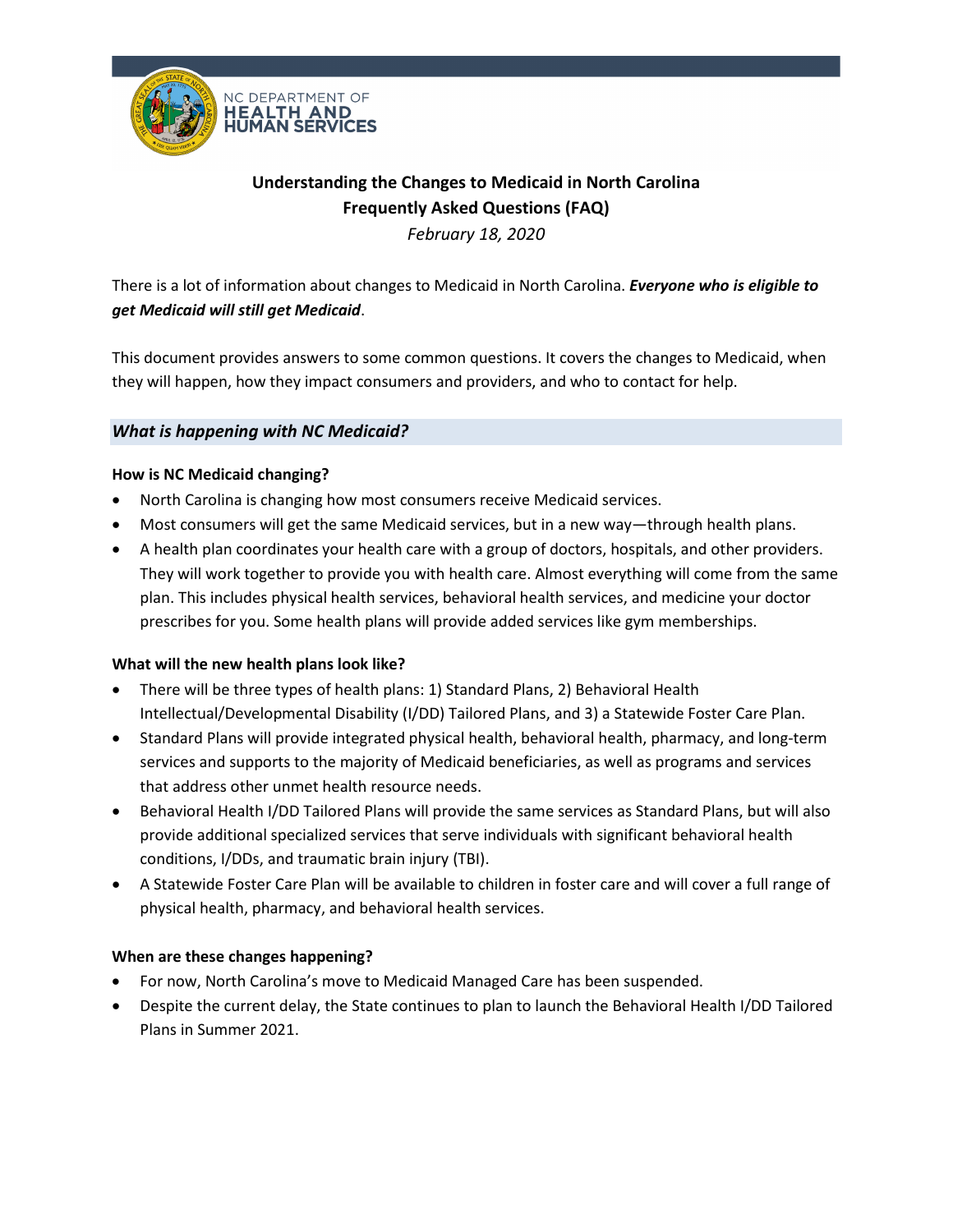NC DEPARTMENT OF
**HEALTH AND HUMAN SERVICES**

# Understanding the Changes to Medicaid in North Carolina
## Frequently Asked Questions (FAQ)

*February 18, 2020*

There is a lot of information about changes to Medicaid in North Carolina. ***Everyone who is eligible to get Medicaid will still get Medicaid***.

This document provides answers to some common questions. It covers the changes to Medicaid, when they will happen, how they impact consumers and providers, and who to contact for help.

### *What is happening with NC Medicaid?*

**How is NC Medicaid changing?**

- North Carolina is changing how most consumers receive Medicaid services.
- Most consumers will get the same Medicaid services, but in a new way—through health plans.
- A health plan coordinates your health care with a group of doctors, hospitals, and other providers. They will work together to provide you with health care. Almost everything will come from the same plan. This includes physical health services, behavioral health services, and medicine your doctor prescribes for you. Some health plans will provide added services like gym memberships.

**What will the new health plans look like?**

- There will be three types of health plans: 1) Standard Plans, 2) Behavioral Health Intellectual/Developmental Disability (I/DD) Tailored Plans, and 3) a Statewide Foster Care Plan.
- Standard Plans will provide integrated physical health, behavioral health, pharmacy, and long-term services and supports to the majority of Medicaid beneficiaries, as well as programs and services that address other unmet health resource needs.
- Behavioral Health I/DD Tailored Plans will provide the same services as Standard Plans, but will also provide additional specialized services that serve individuals with significant behavioral health conditions, I/DDs, and traumatic brain injury (TBI).
- A Statewide Foster Care Plan will be available to children in foster care and will cover a full range of physical health, pharmacy, and behavioral health services.

**When are these changes happening?**

- For now, North Carolina's move to Medicaid Managed Care has been suspended.
- Despite the current delay, the State continues to plan to launch the Behavioral Health I/DD Tailored Plans in Summer 2021.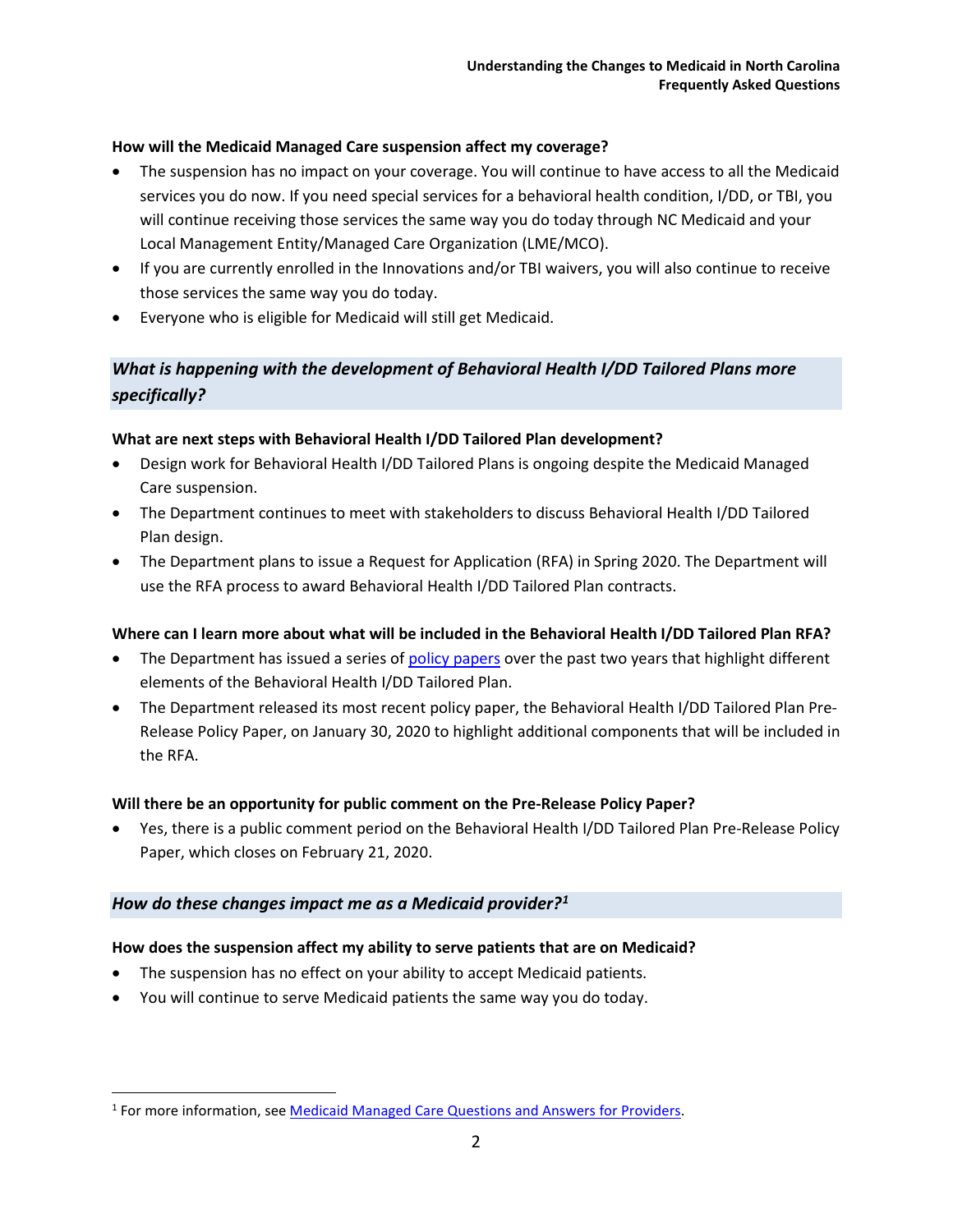**How will the Medicaid Managed Care suspension affect my coverage?**

- The suspension has no impact on your coverage. You will continue to have access to all the Medicaid services you do now. If you need special services for a behavioral health condition, I/DD, or TBI, you will continue receiving those services the same way you do today through NC Medicaid and your Local Management Entity/Managed Care Organization (LME/MCO).
- If you are currently enrolled in the Innovations and/or TBI waivers, you will also continue to receive those services the same way you do today.
- Everyone who is eligible for Medicaid will still get Medicaid.

## *What is happening with the development of Behavioral Health I/DD Tailored Plans more specifically?*

**What are next steps with Behavioral Health I/DD Tailored Plan development?**

- Design work for Behavioral Health I/DD Tailored Plans is ongoing despite the Medicaid Managed Care suspension.
- The Department continues to meet with stakeholders to discuss Behavioral Health I/DD Tailored Plan design.
- The Department plans to issue a Request for Application (RFA) in Spring 2020. The Department will use the RFA process to award Behavioral Health I/DD Tailored Plan contracts.

**Where can I learn more about what will be included in the Behavioral Health I/DD Tailored Plan RFA?**

- The Department has issued a series of policy papers over the past two years that highlight different elements of the Behavioral Health I/DD Tailored Plan.
- The Department released its most recent policy paper, the Behavioral Health I/DD Tailored Plan Pre-Release Policy Paper, on January 30, 2020 to highlight additional components that will be included in the RFA.

**Will there be an opportunity for public comment on the Pre-Release Policy Paper?**

- Yes, there is a public comment period on the Behavioral Health I/DD Tailored Plan Pre-Release Policy Paper, which closes on February 21, 2020.

## *How do these changes impact me as a Medicaid provider?*[1]

**How does the suspension affect my ability to serve patients that are on Medicaid?**

- The suspension has no effect on your ability to accept Medicaid patients.
- You will continue to serve Medicaid patients the same way you do today.

[1] For more information, see Medicaid Managed Care Questions and Answers for Providers.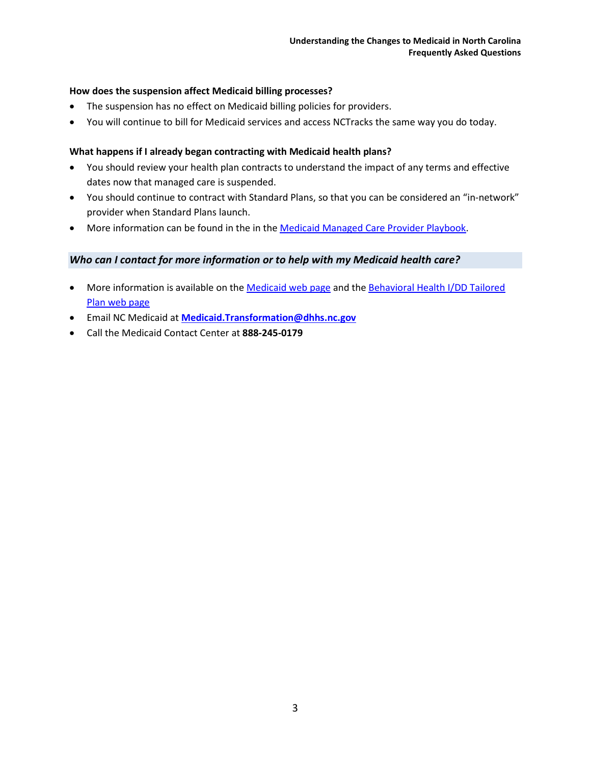### How does the suspension affect Medicaid billing processes?

- The suspension has no effect on Medicaid billing policies for providers.
- You will continue to bill for Medicaid services and access NCTracks the same way you do today.

### What happens if I already began contracting with Medicaid health plans?

- You should review your health plan contracts to understand the impact of any terms and effective dates now that managed care is suspended.
- You should continue to contract with Standard Plans, so that you can be considered an "in-network" provider when Standard Plans launch.
- More information can be found in the in the Medicaid Managed Care Provider Playbook.

## *Who can I contact for more information or to help with my Medicaid health care?*

- More information is available on the Medicaid web page and the Behavioral Health I/DD Tailored Plan web page
- Email NC Medicaid at **Medicaid.Transformation@dhhs.nc.gov**
- Call the Medicaid Contact Center at **888-245-0179**